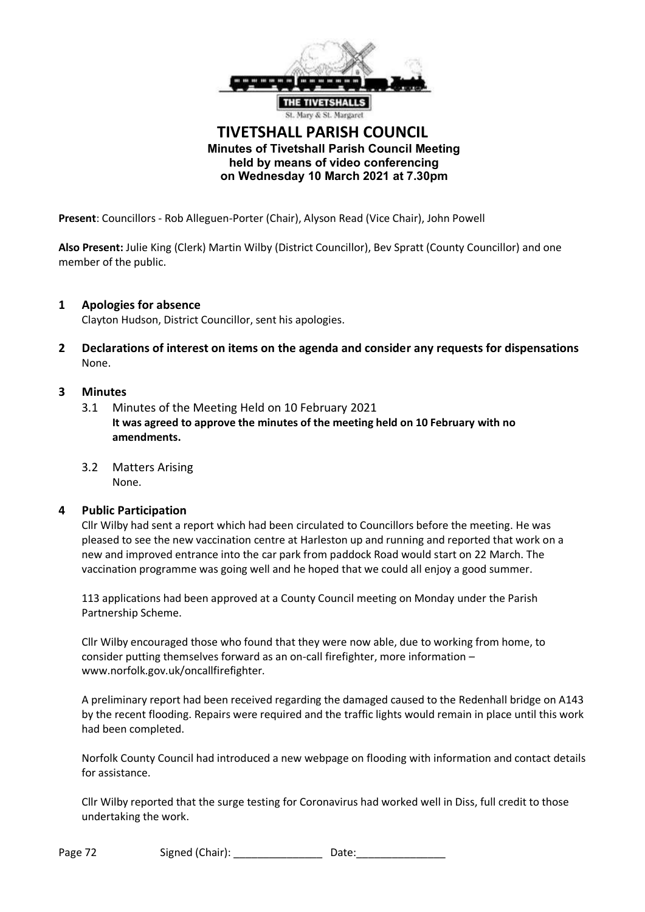THE TIVETSHALLS
St. Mary & St. Margaret

# TIVETSHALL PARISH COUNCIL

**Minutes of Tivetshall Parish Council Meeting held by means of video conferencing on Wednesday 10 March 2021 at 7.30pm**

**Present**: Councillors - Rob Alleguen-Porter (Chair), Alyson Read (Vice Chair), John Powell

**Also Present:** Julie King (Clerk) Martin Wilby (District Councillor), Bev Spratt (County Councillor) and one member of the public.

## 1 Apologies for absence

Clayton Hudson, District Councillor, sent his apologies.

## 2 Declarations of interest on items on the agenda and consider any requests for dispensations

None.

## 3 Minutes

3.1 Minutes of the Meeting Held on 10 February 2021

**It was agreed to approve the minutes of the meeting held on 10 February with no amendments.**

3.2 Matters Arising

None.

## 4 Public Participation

Cllr Wilby had sent a report which had been circulated to Councillors before the meeting. He was pleased to see the new vaccination centre at Harleston up and running and reported that work on a new and improved entrance into the car park from paddock Road would start on 22 March. The vaccination programme was going well and he hoped that we could all enjoy a good summer.

113 applications had been approved at a County Council meeting on Monday under the Parish Partnership Scheme.

Cllr Wilby encouraged those who found that they were now able, due to working from home, to consider putting themselves forward as an on-call firefighter, more information – www.norfolk.gov.uk/oncallfirefighter.

A preliminary report had been received regarding the damaged caused to the Redenhall bridge on A143 by the recent flooding. Repairs were required and the traffic lights would remain in place until this work had been completed.

Norfolk County Council had introduced a new webpage on flooding with information and contact details for assistance.

Cllr Wilby reported that the surge testing for Coronavirus had worked well in Diss, full credit to those undertaking the work.

Signed (Chair): _______________ Date:_______________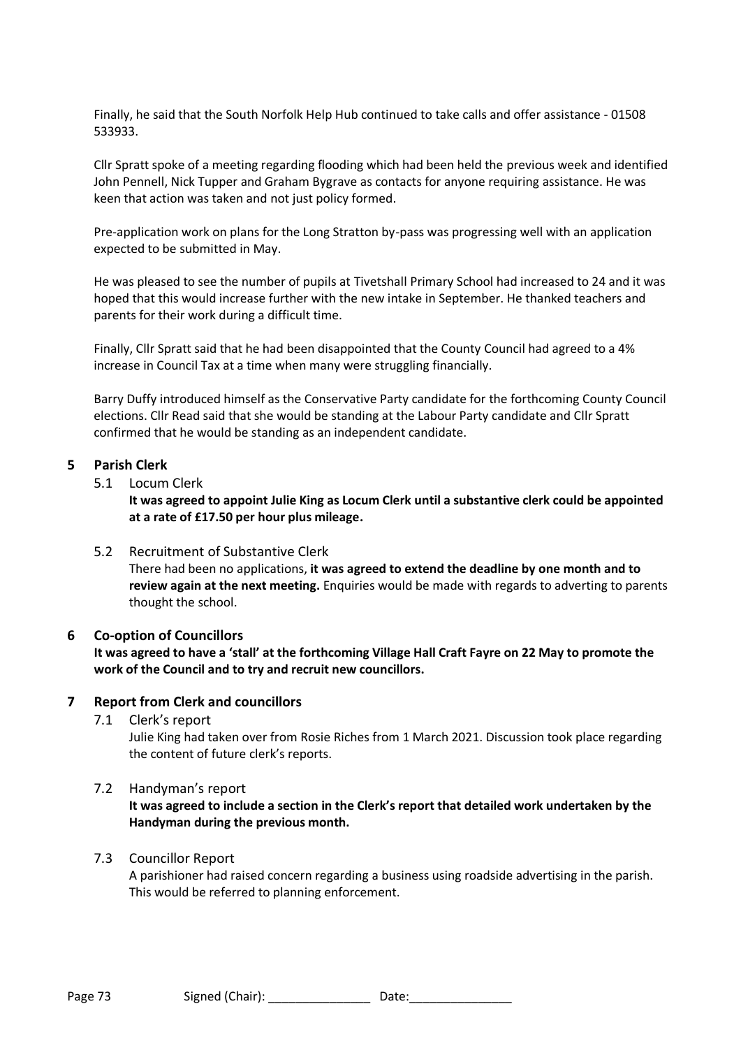Finally, he said that the South Norfolk Help Hub continued to take calls and offer assistance - 01508 533933.

Cllr Spratt spoke of a meeting regarding flooding which had been held the previous week and identified John Pennell, Nick Tupper and Graham Bygrave as contacts for anyone requiring assistance. He was keen that action was taken and not just policy formed.

Pre-application work on plans for the Long Stratton by-pass was progressing well with an application expected to be submitted in May.

He was pleased to see the number of pupils at Tivetshall Primary School had increased to 24 and it was hoped that this would increase further with the new intake in September. He thanked teachers and parents for their work during a difficult time.

Finally, Cllr Spratt said that he had been disappointed that the County Council had agreed to a 4% increase in Council Tax at a time when many were struggling financially.

Barry Duffy introduced himself as the Conservative Party candidate for the forthcoming County Council elections. Cllr Read said that she would be standing at the Labour Party candidate and Cllr Spratt confirmed that he would be standing as an independent candidate.

## 5 Parish Clerk

### 5.1 Locum Clerk

**It was agreed to appoint Julie King as Locum Clerk until a substantive clerk could be appointed at a rate of £17.50 per hour plus mileage.**

### 5.2 Recruitment of Substantive Clerk

There had been no applications, **it was agreed to extend the deadline by one month and to review again at the next meeting.** Enquiries would be made with regards to adverting to parents thought the school.

## 6 Co-option of Councillors

**It was agreed to have a 'stall' at the forthcoming Village Hall Craft Fayre on 22 May to promote the work of the Council and to try and recruit new councillors.**

## 7 Report from Clerk and councillors

### 7.1 Clerk's report

Julie King had taken over from Rosie Riches from 1 March 2021. Discussion took place regarding the content of future clerk's reports.

### 7.2 Handyman's report

**It was agreed to include a section in the Clerk's report that detailed work undertaken by the Handyman during the previous month.**

### 7.3 Councillor Report

A parishioner had raised concern regarding a business using roadside advertising in the parish. This would be referred to planning enforcement.

Page 73 Signed (Chair): _______________ Date:_______________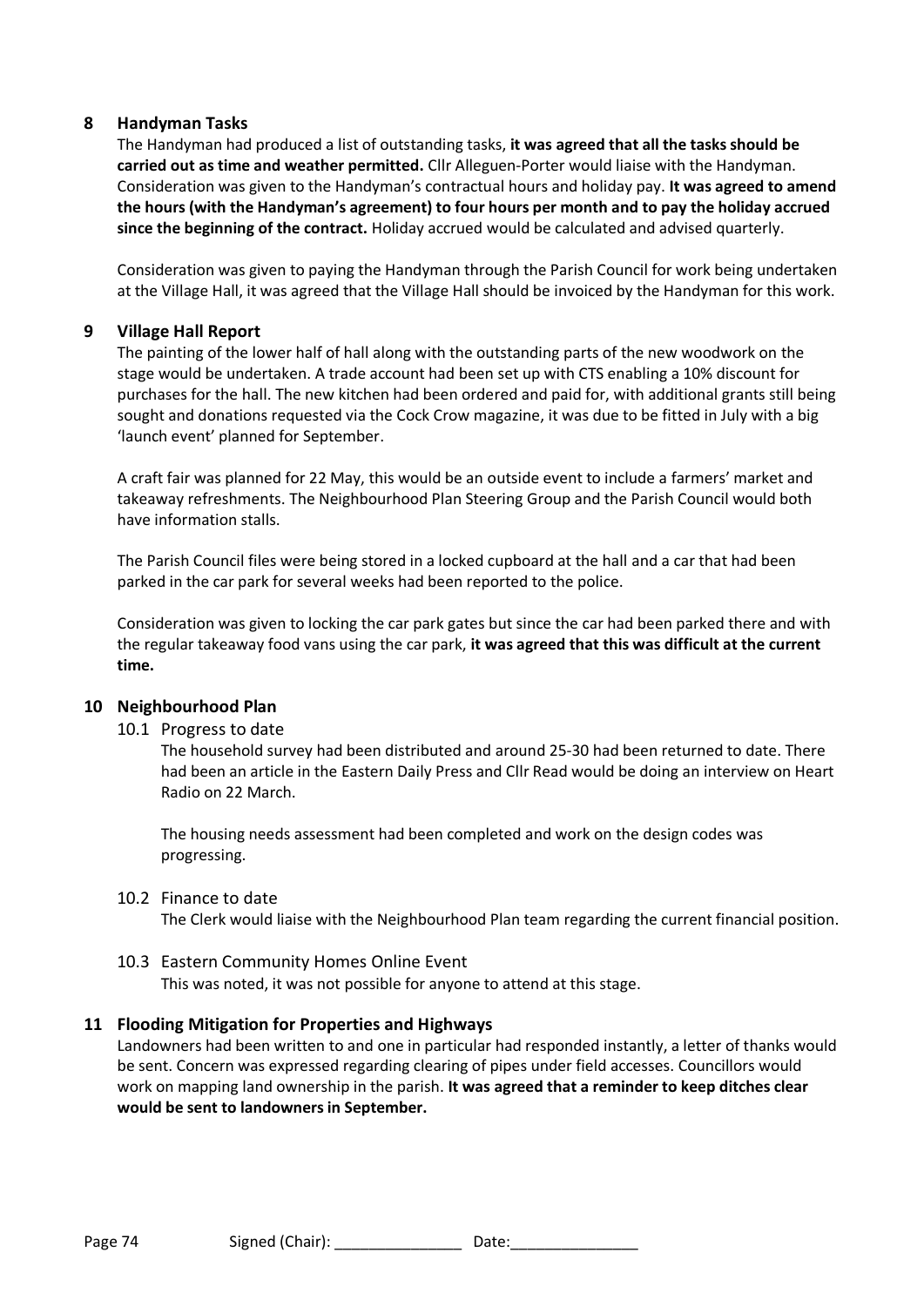## 8 Handyman Tasks

The Handyman had produced a list of outstanding tasks, **it was agreed that all the tasks should be carried out as time and weather permitted.** Cllr Alleguen-Porter would liaise with the Handyman. Consideration was given to the Handyman's contractual hours and holiday pay. **It was agreed to amend the hours (with the Handyman's agreement) to four hours per month and to pay the holiday accrued since the beginning of the contract.** Holiday accrued would be calculated and advised quarterly.

Consideration was given to paying the Handyman through the Parish Council for work being undertaken at the Village Hall, it was agreed that the Village Hall should be invoiced by the Handyman for this work.

## 9 Village Hall Report

The painting of the lower half of hall along with the outstanding parts of the new woodwork on the stage would be undertaken. A trade account had been set up with CTS enabling a 10% discount for purchases for the hall. The new kitchen had been ordered and paid for, with additional grants still being sought and donations requested via the Cock Crow magazine, it was due to be fitted in July with a big 'launch event' planned for September.

A craft fair was planned for 22 May, this would be an outside event to include a farmers' market and takeaway refreshments. The Neighbourhood Plan Steering Group and the Parish Council would both have information stalls.

The Parish Council files were being stored in a locked cupboard at the hall and a car that had been parked in the car park for several weeks had been reported to the police.

Consideration was given to locking the car park gates but since the car had been parked there and with the regular takeaway food vans using the car park, **it was agreed that this was difficult at the current time.**

## 10 Neighbourhood Plan

### 10.1 Progress to date

The household survey had been distributed and around 25-30 had been returned to date. There had been an article in the Eastern Daily Press and Cllr Read would be doing an interview on Heart Radio on 22 March.

The housing needs assessment had been completed and work on the design codes was progressing.

### 10.2 Finance to date

The Clerk would liaise with the Neighbourhood Plan team regarding the current financial position.

### 10.3 Eastern Community Homes Online Event

This was noted, it was not possible for anyone to attend at this stage.

## 11 Flooding Mitigation for Properties and Highways

Landowners had been written to and one in particular had responded instantly, a letter of thanks would be sent. Concern was expressed regarding clearing of pipes under field accesses. Councillors would work on mapping land ownership in the parish. **It was agreed that a reminder to keep ditches clear would be sent to landowners in September.**

Signed (Chair): _______________ Date:_______________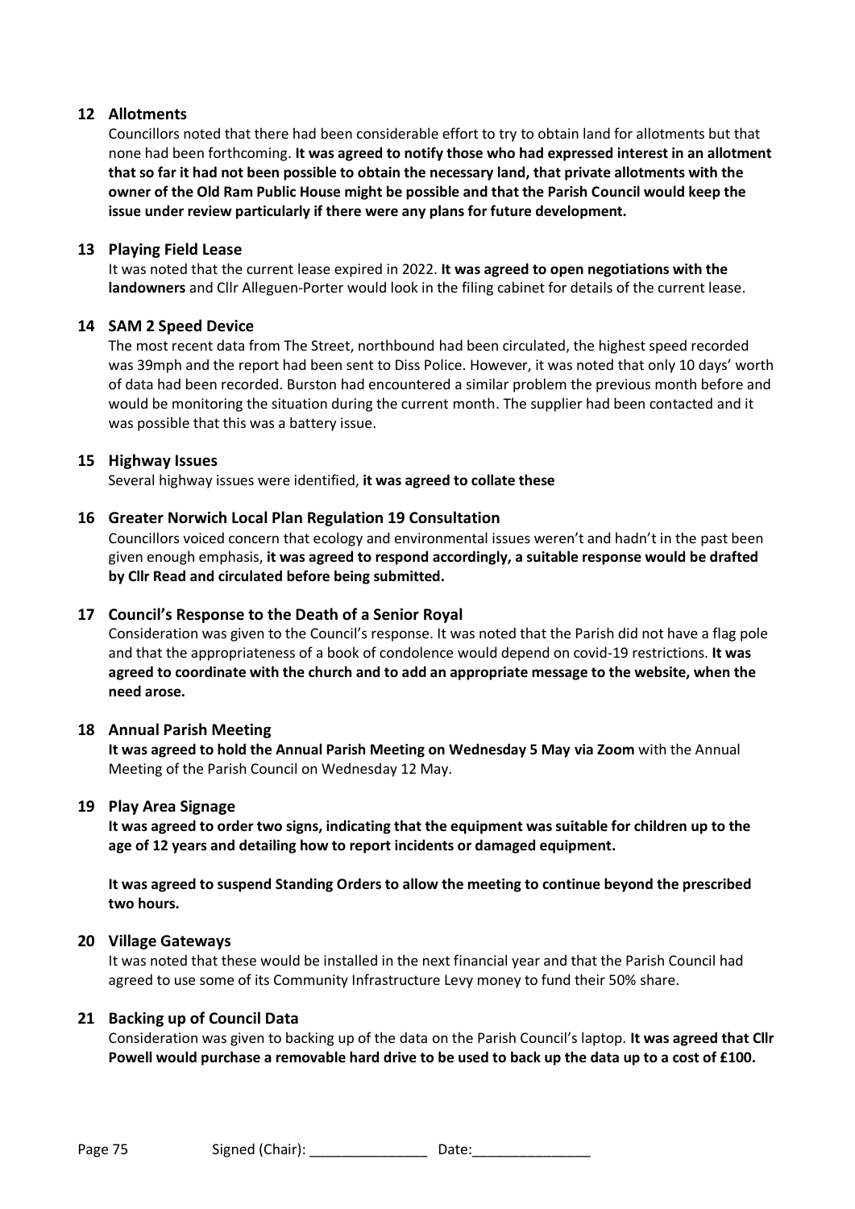## 12 Allotments

Councillors noted that there had been considerable effort to try to obtain land for allotments but that none had been forthcoming. **It was agreed to notify those who had expressed interest in an allotment that so far it had not been possible to obtain the necessary land, that private allotments with the owner of the Old Ram Public House might be possible and that the Parish Council would keep the issue under review particularly if there were any plans for future development.**

## 13 Playing Field Lease

It was noted that the current lease expired in 2022. **It was agreed to open negotiations with the landowners** and Cllr Alleguen-Porter would look in the filing cabinet for details of the current lease.

## 14 SAM 2 Speed Device

The most recent data from The Street, northbound had been circulated, the highest speed recorded was 39mph and the report had been sent to Diss Police. However, it was noted that only 10 days' worth of data had been recorded. Burston had encountered a similar problem the previous month before and would be monitoring the situation during the current month. The supplier had been contacted and it was possible that this was a battery issue.

## 15 Highway Issues

Several highway issues were identified, **it was agreed to collate these**

## 16 Greater Norwich Local Plan Regulation 19 Consultation

Councillors voiced concern that ecology and environmental issues weren't and hadn't in the past been given enough emphasis, **it was agreed to respond accordingly, a suitable response would be drafted by Cllr Read and circulated before being submitted.**

## 17 Council's Response to the Death of a Senior Royal

Consideration was given to the Council's response. It was noted that the Parish did not have a flag pole and that the appropriateness of a book of condolence would depend on covid-19 restrictions. **It was agreed to coordinate with the church and to add an appropriate message to the website, when the need arose.**

## 18 Annual Parish Meeting

**It was agreed to hold the Annual Parish Meeting on Wednesday 5 May via Zoom** with the Annual Meeting of the Parish Council on Wednesday 12 May.

## 19 Play Area Signage

**It was agreed to order two signs, indicating that the equipment was suitable for children up to the age of 12 years and detailing how to report incidents or damaged equipment.**

**It was agreed to suspend Standing Orders to allow the meeting to continue beyond the prescribed two hours.**

## 20 Village Gateways

It was noted that these would be installed in the next financial year and that the Parish Council had agreed to use some of its Community Infrastructure Levy money to fund their 50% share.

## 21 Backing up of Council Data

Consideration was given to backing up of the data on the Parish Council's laptop. **It was agreed that Cllr Powell would purchase a removable hard drive to be used to back up the data up to a cost of £100.**

Signed (Chair): _______________ Date:_______________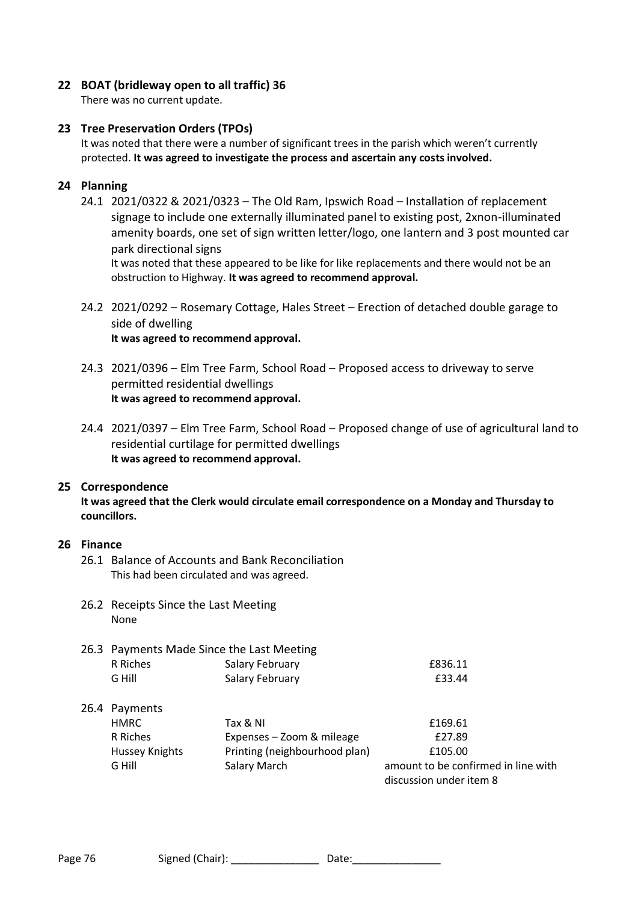## 22 BOAT (bridleway open to all traffic) 36

There was no current update.

## 23 Tree Preservation Orders (TPOs)

It was noted that there were a number of significant trees in the parish which weren't currently protected. **It was agreed to investigate the process and ascertain any costs involved.**

## 24 Planning

24.1 2021/0322 & 2021/0323 – The Old Ram, Ipswich Road – Installation of replacement signage to include one externally illuminated panel to existing post, 2xnon-illuminated amenity boards, one set of sign written letter/logo, one lantern and 3 post mounted car park directional signs

It was noted that these appeared to be like for like replacements and there would not be an obstruction to Highway. **It was agreed to recommend approval.**

24.2 2021/0292 – Rosemary Cottage, Hales Street – Erection of detached double garage to side of dwelling

**It was agreed to recommend approval.**

24.3 2021/0396 – Elm Tree Farm, School Road – Proposed access to driveway to serve permitted residential dwellings

**It was agreed to recommend approval.**

24.4 2021/0397 – Elm Tree Farm, School Road – Proposed change of use of agricultural land to residential curtilage for permitted dwellings

**It was agreed to recommend approval.**

## 25 Correspondence

**It was agreed that the Clerk would circulate email correspondence on a Monday and Thursday to councillors.**

## 26 Finance

26.1 Balance of Accounts and Bank Reconciliation

This had been circulated and was agreed.

26.2 Receipts Since the Last Meeting

None

26.3 Payments Made Since the Last Meeting

| | | |
|---|---|---|
| R Riches | Salary February | £836.11 |
| G Hill | Salary February | £33.44 |

26.4 Payments

| | | |
|---|---|---|
| HMRC | Tax & NI | £169.61 |
| R Riches | Expenses – Zoom & mileage | £27.89 |
| Hussey Knights | Printing (neighbourhood plan) | £105.00 |
| G Hill | Salary March | amount to be confirmed in line with discussion under item 8 |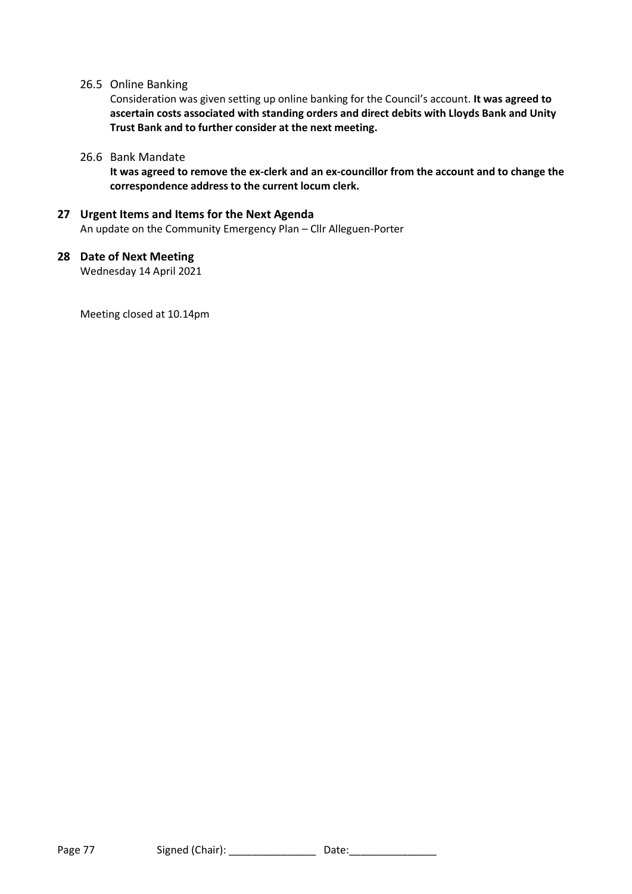26.5 Online Banking

Consideration was given setting up online banking for the Council's account. **It was agreed to ascertain costs associated with standing orders and direct debits with Lloyds Bank and Unity Trust Bank and to further consider at the next meeting.**

26.6 Bank Mandate

**It was agreed to remove the ex-clerk and an ex-councillor from the account and to change the correspondence address to the current locum clerk.**

## 27 Urgent Items and Items for the Next Agenda

An update on the Community Emergency Plan – Cllr Alleguen-Porter

## 28 Date of Next Meeting

Wednesday 14 April 2021

Meeting closed at 10.14pm

Signed (Chair): _______________ Date:_______________